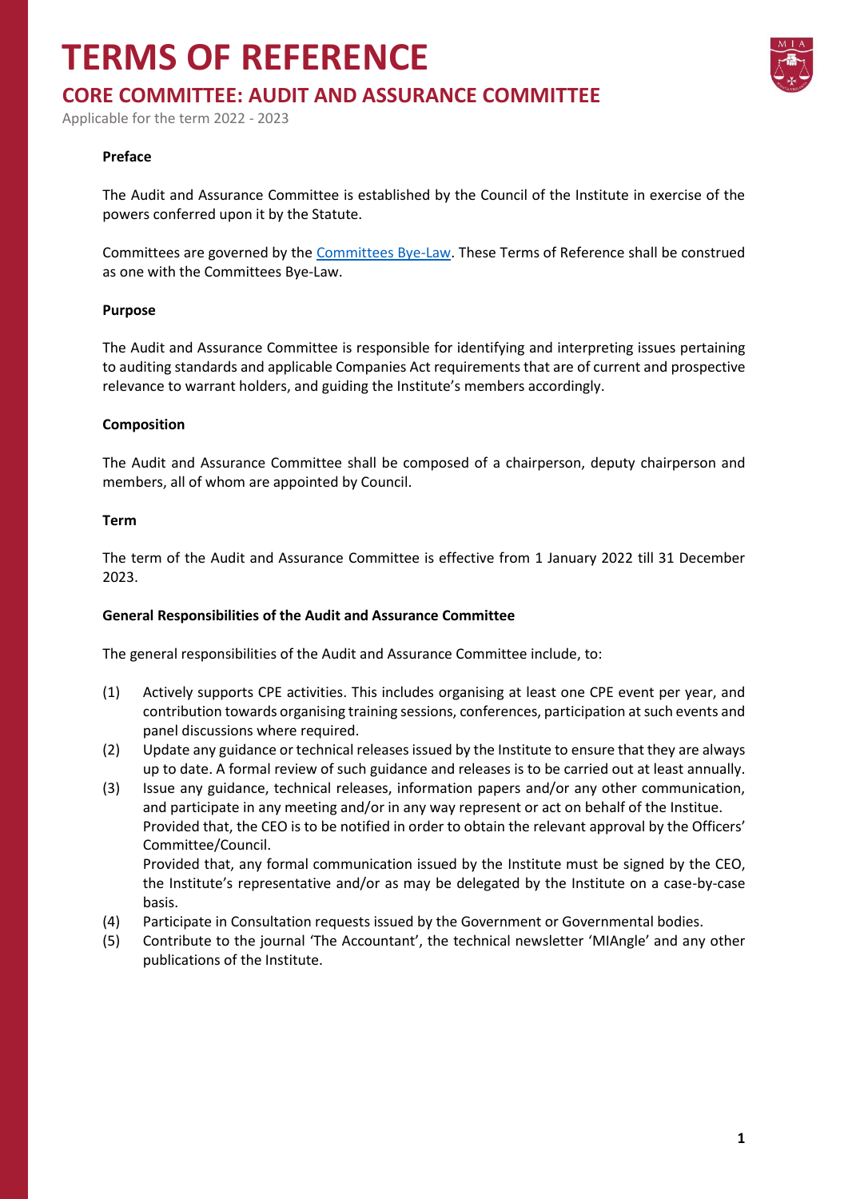# TERMS OF REFERENCE

## CORE COMMITTEE: AUDIT AND ASSURANCE COMMITTEE

Applicable for the term 2022 - 2023

**Preface**

The Audit and Assurance Committee is established by the Council of the Institute in exercise of the powers conferred upon it by the Statute.

Committees are governed by the Committees Bye-Law. These Terms of Reference shall be construed as one with the Committees Bye-Law.

**Purpose**

The Audit and Assurance Committee is responsible for identifying and interpreting issues pertaining to auditing standards and applicable Companies Act requirements that are of current and prospective relevance to warrant holders, and guiding the Institute's members accordingly.

**Composition**

The Audit and Assurance Committee shall be composed of a chairperson, deputy chairperson and members, all of whom are appointed by Council.

**Term**

The term of the Audit and Assurance Committee is effective from 1 January 2022 till 31 December 2023.

**General Responsibilities of the Audit and Assurance Committee**

The general responsibilities of the Audit and Assurance Committee include, to:

(1) Actively supports CPE activities. This includes organising at least one CPE event per year, and contribution towards organising training sessions, conferences, participation at such events and panel discussions where required.

(2) Update any guidance or technical releases issued by the Institute to ensure that they are always up to date. A formal review of such guidance and releases is to be carried out at least annually.

(3) Issue any guidance, technical releases, information papers and/or any other communication, and participate in any meeting and/or in any way represent or act on behalf of the Institute.
Provided that, the CEO is to be notified in order to obtain the relevant approval by the Officers' Committee/Council.
Provided that, any formal communication issued by the Institute must be signed by the CEO, the Institute's representative and/or as may be delegated by the Institute on a case-by-case basis.

(4) Participate in Consultation requests issued by the Government or Governmental bodies.

(5) Contribute to the journal 'The Accountant', the technical newsletter 'MIAngle' and any other publications of the Institute.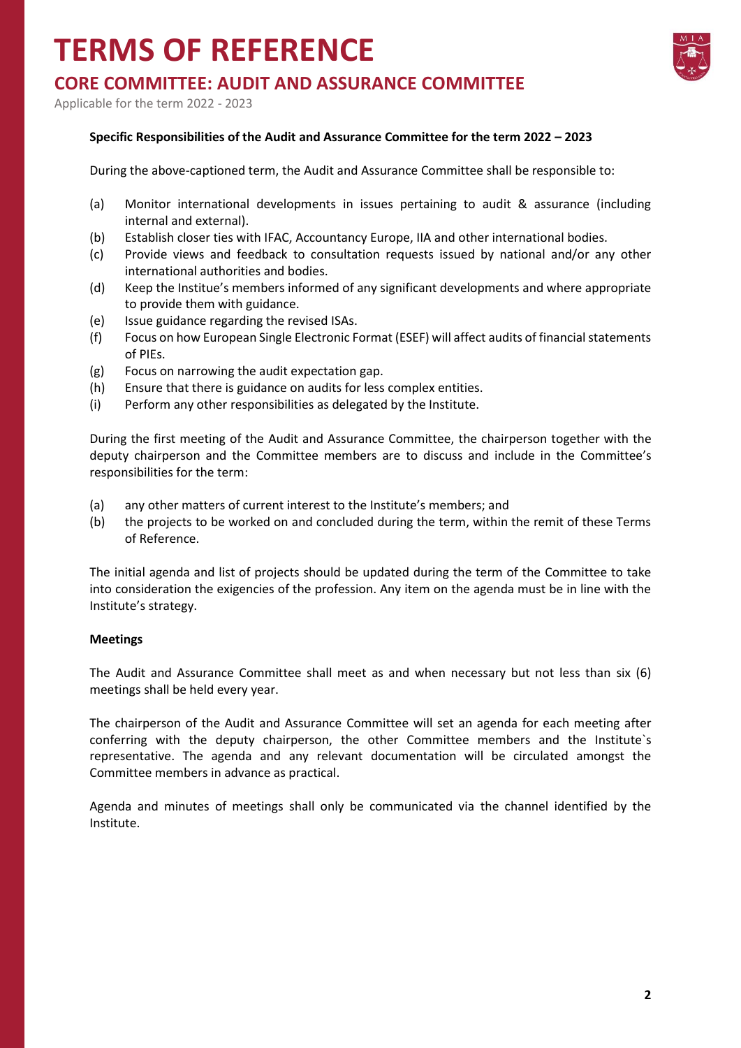# TERMS OF REFERENCE

## CORE COMMITTEE: AUDIT AND ASSURANCE COMMITTEE

Applicable for the term 2022 - 2023

**Specific Responsibilities of the Audit and Assurance Committee for the term 2022 – 2023**

During the above-captioned term, the Audit and Assurance Committee shall be responsible to:

(a) Monitor international developments in issues pertaining to audit & assurance (including internal and external).
(b) Establish closer ties with IFAC, Accountancy Europe, IIA and other international bodies.
(c) Provide views and feedback to consultation requests issued by national and/or any other international authorities and bodies.
(d) Keep the Institue's members informed of any significant developments and where appropriate to provide them with guidance.
(e) Issue guidance regarding the revised ISAs.
(f) Focus on how European Single Electronic Format (ESEF) will affect audits of financial statements of PIEs.
(g) Focus on narrowing the audit expectation gap.
(h) Ensure that there is guidance on audits for less complex entities.
(i) Perform any other responsibilities as delegated by the Institute.

During the first meeting of the Audit and Assurance Committee, the chairperson together with the deputy chairperson and the Committee members are to discuss and include in the Committee's responsibilities for the term:

(a) any other matters of current interest to the Institute's members; and
(b) the projects to be worked on and concluded during the term, within the remit of these Terms of Reference.

The initial agenda and list of projects should be updated during the term of the Committee to take into consideration the exigencies of the profession. Any item on the agenda must be in line with the Institute's strategy.

**Meetings**

The Audit and Assurance Committee shall meet as and when necessary but not less than six (6) meetings shall be held every year.

The chairperson of the Audit and Assurance Committee will set an agenda for each meeting after conferring with the deputy chairperson, the other Committee members and the Institute`s representative. The agenda and any relevant documentation will be circulated amongst the Committee members in advance as practical.

Agenda and minutes of meetings shall only be communicated via the channel identified by the Institute.